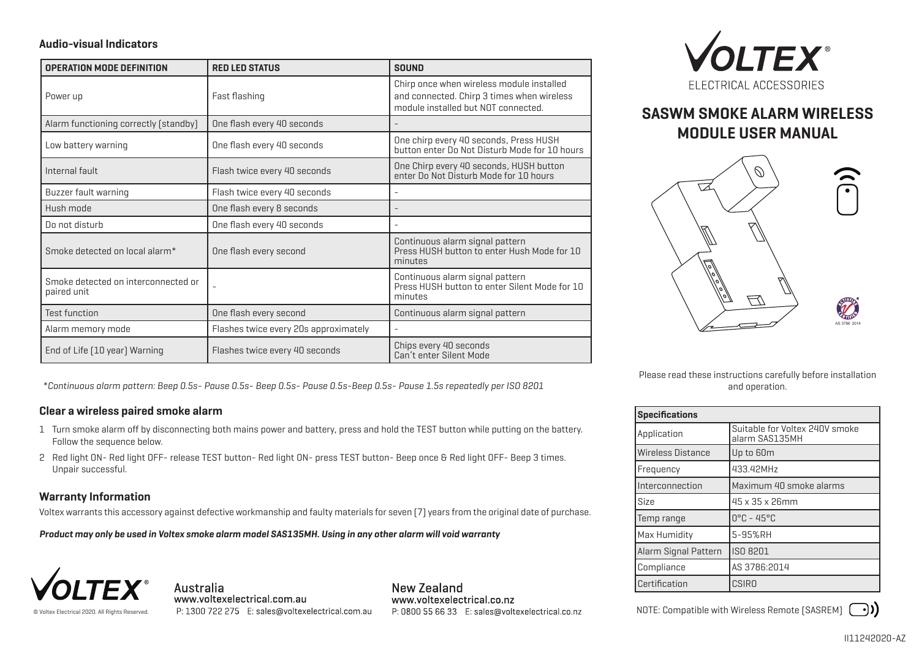## Audio-visual Indicators

| OPERATION MODE DEFINITION | RED LED STATUS | SOUND |
|---|---|---|
| Power up | Fast flashing | Chirp once when wireless module installed and connected. Chirp 3 times when wireless module installed but NOT connected. |
| Alarm functioning correctly (standby) | One flash every 40 seconds | - |
| Low battery warning | One flash every 40 seconds | One chirp every 40 seconds, Press HUSH button enter Do Not Disturb Mode for 10 hours |
| Internal fault | Flash twice every 40 seconds | One Chirp every 40 seconds, HUSH button enter Do Not Disturb Mode for 10 hours |
| Buzzer fault warning | Flash twice every 40 seconds | - |
| Hush mode | One flash every 8 seconds | - |
| Do not disturb | One flash every 40 seconds | - |
| Smoke detected on local alarm* | One flash every second | Continuous alarm signal pattern Press HUSH button to enter Hush Mode for 10 minutes |
| Smoke detected on interconnected or paired unit | - | Continuous alarm signal pattern Press HUSH button to enter Silent Mode for 10 minutes |
| Test function | One flash every second | Continuous alarm signal pattern |
| Alarm memory mode | Flashes twice every 20s approximately | - |
| End of Life (10 year) Warning | Flashes twice every 40 seconds | Chips every 40 seconds Can't enter Silent Mode |

*\*Continuous alarm pattern: Beep 0.5s- Pause 0.5s- Beep 0.5s- Pause 0.5s-Beep 0.5s- Pause 1.5s repeatedly per ISO 8201*

### Clear a wireless paired smoke alarm

1. Turn smoke alarm off by disconnecting both mains power and battery, press and hold the TEST button while putting on the battery. Follow the sequence below.
2. Red light ON- Red light OFF- release TEST button- Red light ON- press TEST button- Beep once & Red light OFF- Beep 3 times. Unpair successful.

### Warranty Information

Voltex warrants this accessory against defective workmanship and faulty materials for seven (7) years from the original date of purchase.

***Product may only be used in Voltex smoke alarm model SAS135MH. Using in any other alarm will void warranty***

VOLTEX®

© Voltex Electrical 2020. All Rights Reserved.

Australia
www.voltexelectrical.com.au
P: 1300 722 275 E: sales@voltexelectrical.com.au

New Zealand
www.voltexelectrical.co.nz
P: 0800 55 66 33 E: sales@voltexelectrical.co.nz

VOLTEX®
ELECTRICAL ACCESSORIES

# SASWM SMOKE ALARM WIRELESS MODULE USER MANUAL

AS 3786 2014

Please read these instructions carefully before installation and operation.

| Specifications | |
|---|---|
| Application | Suitable for Voltex 240V smoke alarm SAS135MH |
| Wireless Distance | Up to 60m |
| Frequency | 433.42MHz |
| Interconnection | Maximum 40 smoke alarms |
| Size | 45 x 35 x 26mm |
| Temp range | 0°C - 45°C |
| Max Humidity | 5-95%RH |
| Alarm Signal Pattern | ISO 8201 |
| Compliance | AS 3786:2014 |
| Certification | CSIRO |

NOTE: Compatible with Wireless Remote (SASREM)

II11242020-AZ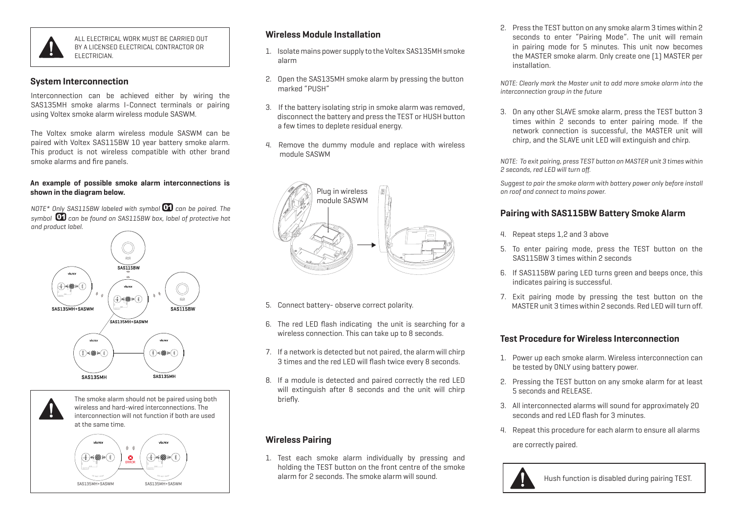ALL ELECTRICAL WORK MUST BE CARRIED OUT BY A LICENSED ELECTRICAL CONTRACTOR OR ELECTRICIAN.

## System Interconnection

Interconnection can be achieved either by wiring the SAS135MH smoke alarms I-Connect terminals or pairing using Voltex smoke alarm wireless module SASWM.

The Voltex smoke alarm wireless module SASWM can be paired with Voltex SAS115BW 10 year battery smoke alarm. This product is not wireless compatible with other brand smoke alarms and fire panels.

**An example of possible smoke alarm interconnections is shown in the diagram below.**

*NOTE* Only SAS115BW labeled with symbol 01 can be paired. The symbol 01 can be found on SAS115BW box, label of protective hat and product label.*

SAS115BW

SAS135MH+SASWM

SAS115BW

SAS135MH+SASWM

SAS135MH

SAS135MH

The smoke alarm should not be paired using both wireless and hard-wired interconnections. The interconnection will not function if both are used at the same time.

ERROR

SAS135MH+SASWM

SAS135MH+SASWM

## Wireless Module Installation

1. Isolate mains power supply to the Voltex SAS135MH smoke alarm
2. Open the SAS135MH smoke alarm by pressing the button marked "PUSH"
3. If the battery isolating strip in smoke alarm was removed, disconnect the battery and press the TEST or HUSH button a few times to deplete residual energy.
4. Remove the dummy module and replace with wireless module SASWM

Plug in wireless module SASWM

5. Connect battery- observe correct polarity.
6. The red LED flash indicating the unit is searching for a wireless connection. This can take up to 8 seconds.
7. If a network is detected but not paired, the alarm will chirp 3 times and the red LED will flash twice every 8 seconds.
8. If a module is detected and paired correctly the red LED will extinguish after 8 seconds and the unit will chirp briefly.

## Wireless Pairing

1. Test each smoke alarm individually by pressing and holding the TEST button on the front centre of the smoke alarm for 2 seconds. The smoke alarm will sound.
2. Press the TEST button on any smoke alarm 3 times within 2 seconds to enter "Pairing Mode". The unit will remain in pairing mode for 5 minutes. This unit now becomes the MASTER smoke alarm. Only create one (1) MASTER per installation.

*NOTE: Clearly mark the Master unit to add more smoke alarm into the interconnection group in the future*

3. On any other SLAVE smoke alarm, press the TEST button 3 times within 2 seconds to enter pairing mode. If the network connection is successful, the MASTER unit will chirp, and the SLAVE unit LED will extinguish and chirp.

*NOTE: To exit pairing, press TEST button on MASTER unit 3 times within 2 seconds, red LED will turn off.*

*Suggest to pair the smoke alarm with battery power only before install on roof and connect to mains power.*

## Pairing with SAS115BW Battery Smoke Alarm

4. Repeat steps 1,2 and 3 above
5. To enter pairing mode, press the TEST button on the SAS115BW 3 times within 2 seconds
6. If SAS115BW paring LED turns green and beeps once, this indicates pairing is successful.
7. Exit pairing mode by pressing the test button on the MASTER unit 3 times within 2 seconds. Red LED will turn off.

## Test Procedure for Wireless Interconnection

1. Power up each smoke alarm. Wireless interconnection can be tested by ONLY using battery power.
2. Pressing the TEST button on any smoke alarm for at least 5 seconds and RELEASE.
3. All interconnected alarms will sound for approximately 20 seconds and red LED flash for 3 minutes.
4. Repeat this procedure for each alarm to ensure all alarms are correctly paired.

Hush function is disabled during pairing TEST.